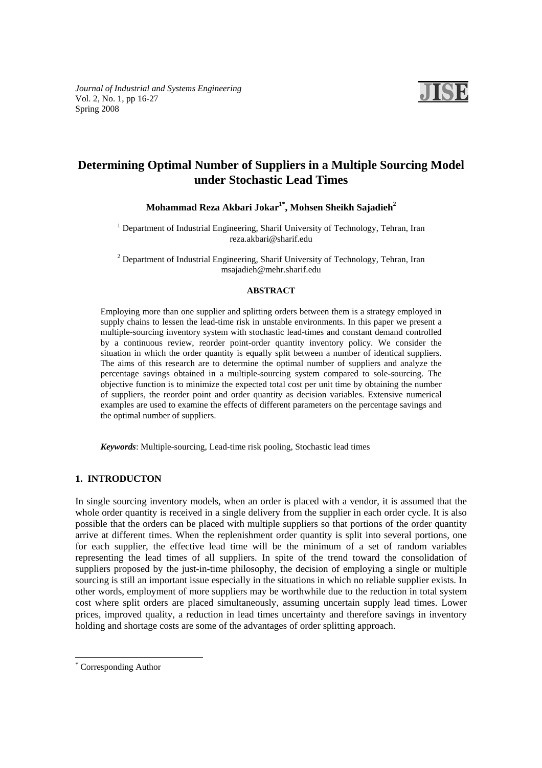# Determining Optimal Number of Suppliers in a Multiple Sourcing Model under Stochastic Lead Times

**Mohammad Reza Akbari Jokar[1*], Mohsen Sheikh Sajadieh[2]**

[1] Department of Industrial Engineering, Sharif University of Technology, Tehran, Iran
reza.akbari@sharif.edu

[2] Department of Industrial Engineering, Sharif University of Technology, Tehran, Iran
msajadieh@mehr.sharif.edu

**ABSTRACT**

Employing more than one supplier and splitting orders between them is a strategy employed in supply chains to lessen the lead-time risk in unstable environments. In this paper we present a multiple-sourcing inventory system with stochastic lead-times and constant demand controlled by a continuous review, reorder point-order quantity inventory policy. We consider the situation in which the order quantity is equally split between a number of identical suppliers. The aims of this research are to determine the optimal number of suppliers and analyze the percentage savings obtained in a multiple-sourcing system compared to sole-sourcing. The objective function is to minimize the expected total cost per unit time by obtaining the number of suppliers, the reorder point and order quantity as decision variables. Extensive numerical examples are used to examine the effects of different parameters on the percentage savings and the optimal number of suppliers.

***Keywords***: Multiple-sourcing, Lead-time risk pooling, Stochastic lead times

## 1. INTRODUCTON

In single sourcing inventory models, when an order is placed with a vendor, it is assumed that the whole order quantity is received in a single delivery from the supplier in each order cycle. It is also possible that the orders can be placed with multiple suppliers so that portions of the order quantity arrive at different times. When the replenishment order quantity is split into several portions, one for each supplier, the effective lead time will be the minimum of a set of random variables representing the lead times of all suppliers. In spite of the trend toward the consolidation of suppliers proposed by the just-in-time philosophy, the decision of employing a single or multiple sourcing is still an important issue especially in the situations in which no reliable supplier exists. In other words, employment of more suppliers may be worthwhile due to the reduction in total system cost where split orders are placed simultaneously, assuming uncertain supply lead times. Lower prices, improved quality, a reduction in lead times uncertainty and therefore savings in inventory holding and shortage costs are some of the advantages of order splitting approach.

---

[*] Corresponding Author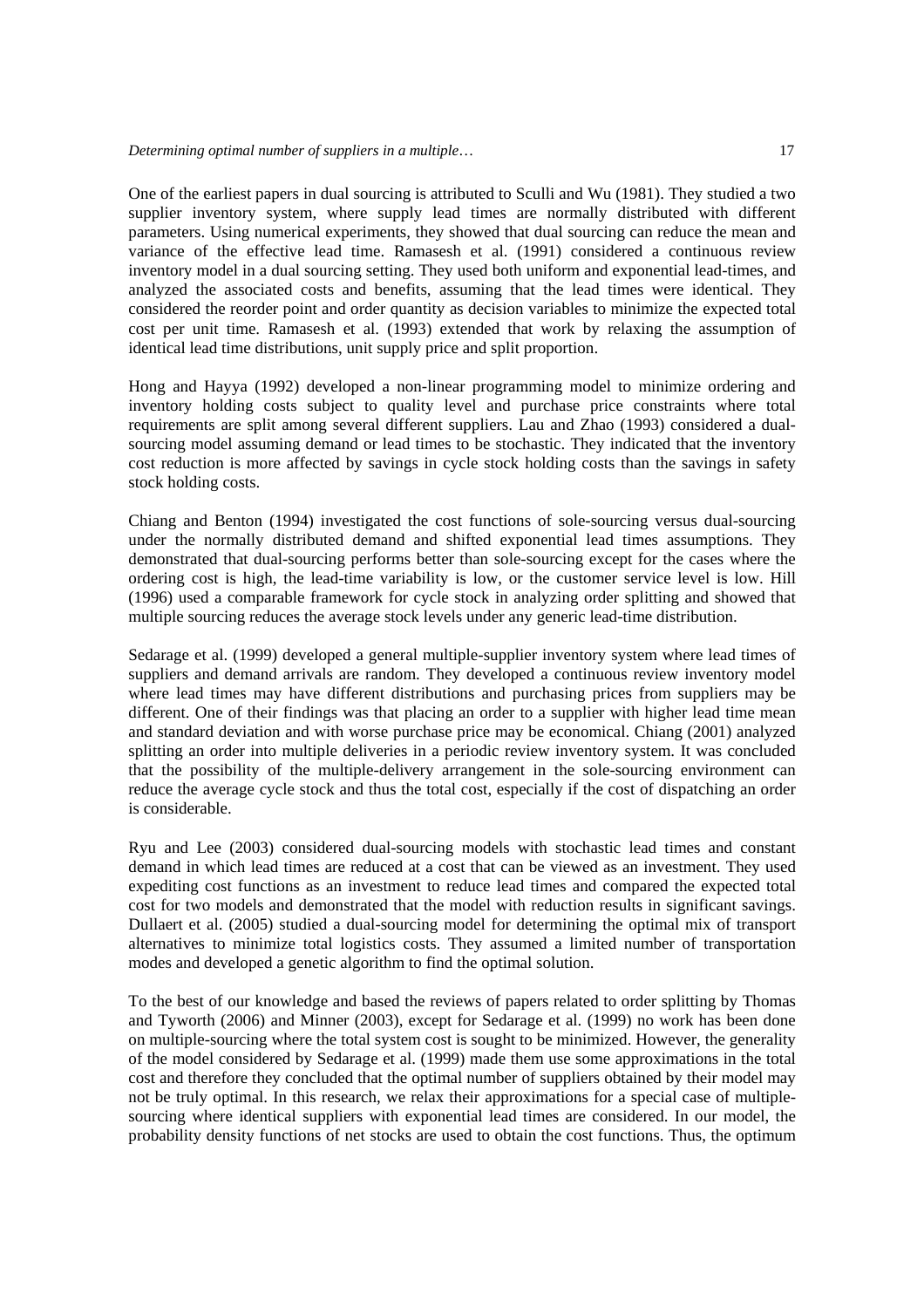One of the earliest papers in dual sourcing is attributed to Sculli and Wu (1981). They studied a two supplier inventory system, where supply lead times are normally distributed with different parameters. Using numerical experiments, they showed that dual sourcing can reduce the mean and variance of the effective lead time. Ramasesh et al. (1991) considered a continuous review inventory model in a dual sourcing setting. They used both uniform and exponential lead-times, and analyzed the associated costs and benefits, assuming that the lead times were identical. They considered the reorder point and order quantity as decision variables to minimize the expected total cost per unit time. Ramasesh et al. (1993) extended that work by relaxing the assumption of identical lead time distributions, unit supply price and split proportion.

Hong and Hayya (1992) developed a non-linear programming model to minimize ordering and inventory holding costs subject to quality level and purchase price constraints where total requirements are split among several different suppliers. Lau and Zhao (1993) considered a dual-sourcing model assuming demand or lead times to be stochastic. They indicated that the inventory cost reduction is more affected by savings in cycle stock holding costs than the savings in safety stock holding costs.

Chiang and Benton (1994) investigated the cost functions of sole-sourcing versus dual-sourcing under the normally distributed demand and shifted exponential lead times assumptions. They demonstrated that dual-sourcing performs better than sole-sourcing except for the cases where the ordering cost is high, the lead-time variability is low, or the customer service level is low. Hill (1996) used a comparable framework for cycle stock in analyzing order splitting and showed that multiple sourcing reduces the average stock levels under any generic lead-time distribution.

Sedarage et al. (1999) developed a general multiple-supplier inventory system where lead times of suppliers and demand arrivals are random. They developed a continuous review inventory model where lead times may have different distributions and purchasing prices from suppliers may be different. One of their findings was that placing an order to a supplier with higher lead time mean and standard deviation and with worse purchase price may be economical. Chiang (2001) analyzed splitting an order into multiple deliveries in a periodic review inventory system. It was concluded that the possibility of the multiple-delivery arrangement in the sole-sourcing environment can reduce the average cycle stock and thus the total cost, especially if the cost of dispatching an order is considerable.

Ryu and Lee (2003) considered dual-sourcing models with stochastic lead times and constant demand in which lead times are reduced at a cost that can be viewed as an investment. They used expediting cost functions as an investment to reduce lead times and compared the expected total cost for two models and demonstrated that the model with reduction results in significant savings. Dullaert et al. (2005) studied a dual-sourcing model for determining the optimal mix of transport alternatives to minimize total logistics costs. They assumed a limited number of transportation modes and developed a genetic algorithm to find the optimal solution.

To the best of our knowledge and based the reviews of papers related to order splitting by Thomas and Tyworth (2006) and Minner (2003), except for Sedarage et al. (1999) no work has been done on multiple-sourcing where the total system cost is sought to be minimized. However, the generality of the model considered by Sedarage et al. (1999) made them use some approximations in the total cost and therefore they concluded that the optimal number of suppliers obtained by their model may not be truly optimal. In this research, we relax their approximations for a special case of multiple-sourcing where identical suppliers with exponential lead times are considered. In our model, the probability density functions of net stocks are used to obtain the cost functions. Thus, the optimum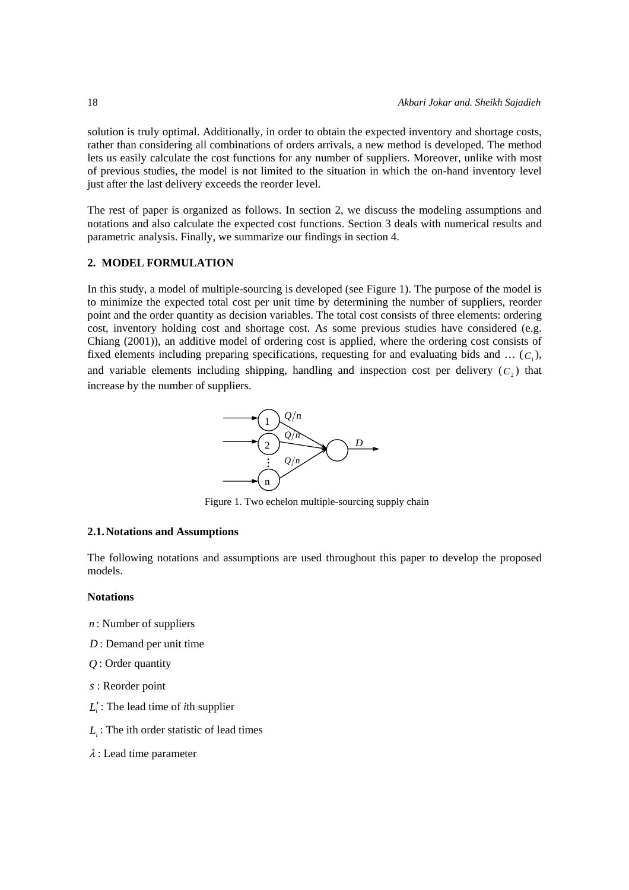solution is truly optimal. Additionally, in order to obtain the expected inventory and shortage costs, rather than considering all combinations of orders arrivals, a new method is developed. The method lets us easily calculate the cost functions for any number of suppliers. Moreover, unlike with most of previous studies, the model is not limited to the situation in which the on-hand inventory level just after the last delivery exceeds the reorder level.

The rest of paper is organized as follows. In section 2, we discuss the modeling assumptions and notations and also calculate the expected cost functions. Section 3 deals with numerical results and parametric analysis. Finally, we summarize our findings in section 4.

## 2. MODEL FORMULATION

In this study, a model of multiple-sourcing is developed (see Figure 1). The purpose of the model is to minimize the expected total cost per unit time by determining the number of suppliers, reorder point and the order quantity as decision variables. The total cost consists of three elements: ordering cost, inventory holding cost and shortage cost. As some previous studies have considered (e.g. Chiang (2001)), an additive model of ordering cost is applied, where the ordering cost consists of fixed elements including preparing specifications, requesting for and evaluating bids and … ($C_1$), and variable elements including shipping, handling and inspection cost per delivery ($C_2$) that increase by the number of suppliers.

Figure 1. Two echelon multiple-sourcing supply chain

### 2.1. Notations and Assumptions

The following notations and assumptions are used throughout this paper to develop the proposed models.

**Notations**

$n$ : Number of suppliers

$D$ : Demand per unit time

$Q$ : Order quantity

$s$ : Reorder point

$L_i'$ : The lead time of *i*th supplier

$L_i$ : The ith order statistic of lead times

$\lambda$ : Lead time parameter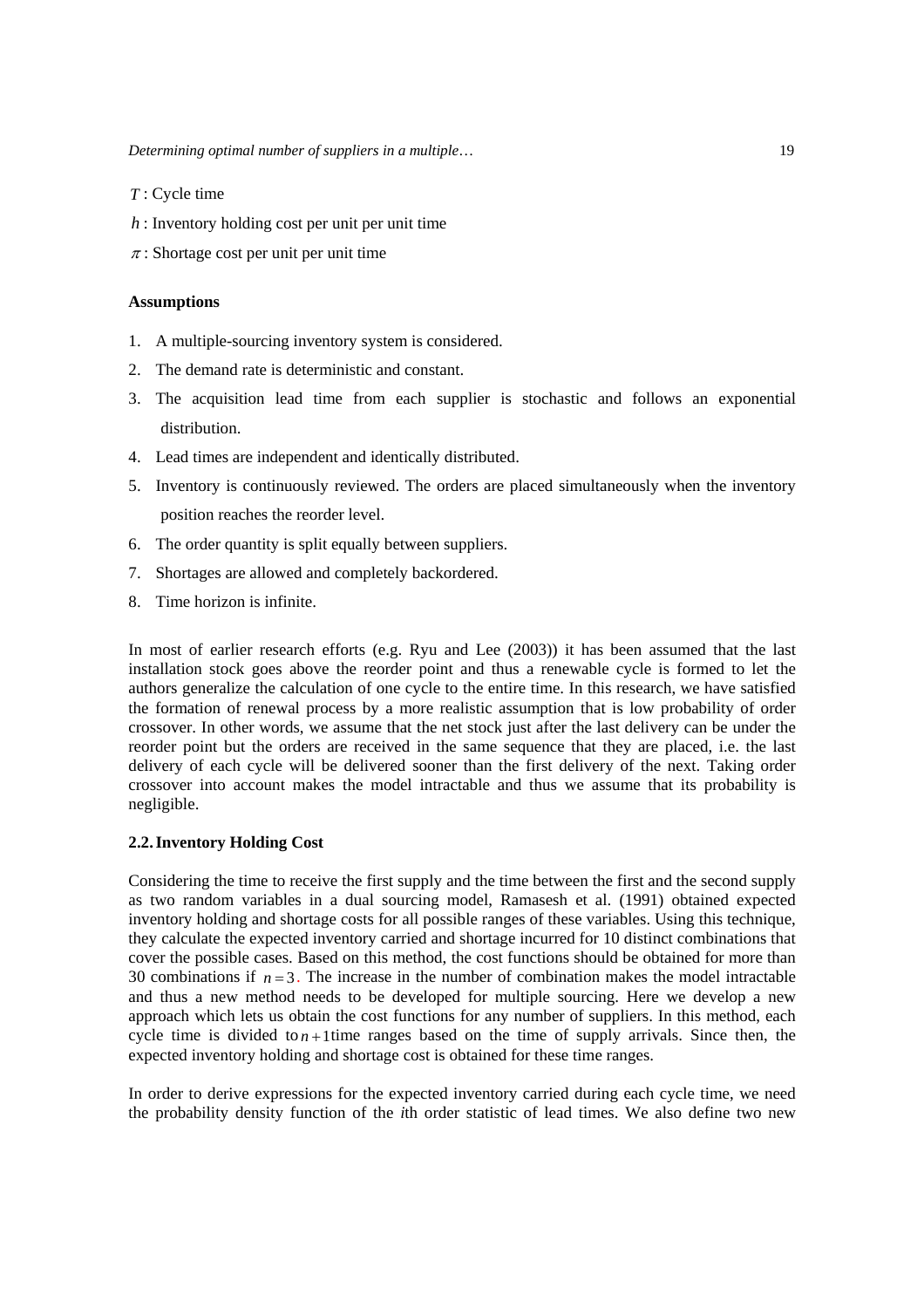$T$ : Cycle time

$h$ : Inventory holding cost per unit per unit time

$\pi$ : Shortage cost per unit per unit time

**Assumptions**

1. A multiple-sourcing inventory system is considered.
2. The demand rate is deterministic and constant.
3. The acquisition lead time from each supplier is stochastic and follows an exponential distribution.
4. Lead times are independent and identically distributed.
5. Inventory is continuously reviewed. The orders are placed simultaneously when the inventory position reaches the reorder level.
6. The order quantity is split equally between suppliers.
7. Shortages are allowed and completely backordered.
8. Time horizon is infinite.

In most of earlier research efforts (e.g. Ryu and Lee (2003)) it has been assumed that the last installation stock goes above the reorder point and thus a renewable cycle is formed to let the authors generalize the calculation of one cycle to the entire time. In this research, we have satisfied the formation of renewal process by a more realistic assumption that is low probability of order crossover. In other words, we assume that the net stock just after the last delivery can be under the reorder point but the orders are received in the same sequence that they are placed, i.e. the last delivery of each cycle will be delivered sooner than the first delivery of the next. Taking order crossover into account makes the model intractable and thus we assume that its probability is negligible.

## 2.2. Inventory Holding Cost

Considering the time to receive the first supply and the time between the first and the second supply as two random variables in a dual sourcing model, Ramasesh et al. (1991) obtained expected inventory holding and shortage costs for all possible ranges of these variables. Using this technique, they calculate the expected inventory carried and shortage incurred for 10 distinct combinations that cover the possible cases. Based on this method, the cost functions should be obtained for more than 30 combinations if $n = 3$. The increase in the number of combination makes the model intractable and thus a new method needs to be developed for multiple sourcing. Here we develop a new approach which lets us obtain the cost functions for any number of suppliers. In this method, each cycle time is divided to $n+1$ time ranges based on the time of supply arrivals. Since then, the expected inventory holding and shortage cost is obtained for these time ranges.

In order to derive expressions for the expected inventory carried during each cycle time, we need the probability density function of the *i*th order statistic of lead times. We also define two new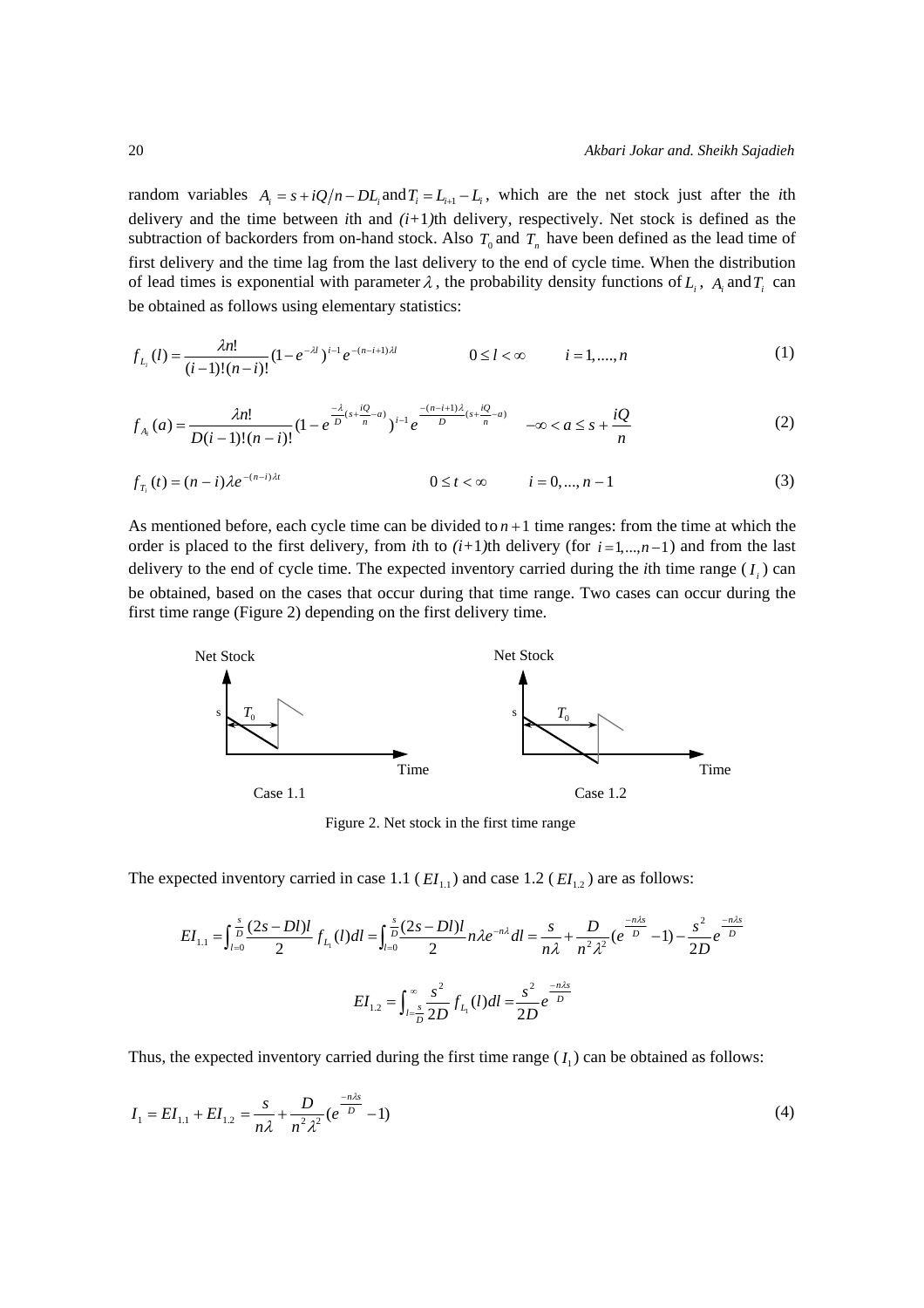random variables $A_i = s + iQ/n - DL_i$ and $T_i = L_{i+1} - L_i$, which are the net stock just after the *i*th delivery and the time between *i*th and *(i+1)*th delivery, respectively. Net stock is defined as the subtraction of backorders from on-hand stock. Also $T_0$ and $T_n$ have been defined as the lead time of first delivery and the time lag from the last delivery to the end of cycle time. When the distribution of lead times is exponential with parameter $\lambda$, the probability density functions of $L_i$, $A_i$ and $T_i$ can be obtained as follows using elementary statistics:

$$f_{L_i}(l) = \frac{\lambda n!}{(i-1)!(n-i)!}(1-e^{-\lambda l})^{i-1} e^{-(n-i+1)\lambda l} \qquad 0 \le l < \infty \qquad i = 1, ...., n \tag{1}$$

$$f_{A_i}(a) = \frac{\lambda n!}{D(i-1)!(n-i)!}(1-e^{\frac{-\lambda}{D}(s+\frac{iQ}{n}-a)})^{i-1} e^{\frac{-(n-i+1)\lambda}{D}(s+\frac{iQ}{n}-a)} \qquad -\infty < a \le s + \frac{iQ}{n} \tag{2}$$

$$f_{T_i}(t) = (n-i)\lambda e^{-(n-i)\lambda t} \qquad 0 \le t < \infty \qquad i = 0, ..., n-1 \tag{3}$$

As mentioned before, each cycle time can be divided to $n+1$ time ranges: from the time at which the order is placed to the first delivery, from *i*th to *(i+1)*th delivery (for $i = 1, ..., n-1$) and from the last delivery to the end of cycle time. The expected inventory carried during the *i*th time range ($I_i$) can be obtained, based on the cases that occur during that time range. Two cases can occur during the first time range (Figure 2) depending on the first delivery time.

Figure 2. Net stock in the first time range

The expected inventory carried in case 1.1 ($EI_{1.1}$) and case 1.2 ($EI_{1.2}$) are as follows:

$$EI_{1.1} = \int_{l=0}^{\frac{s}{D}} \frac{(2s-Dl)l}{2} f_{L_1}(l)dl = \int_{l=0}^{\frac{s}{D}} \frac{(2s-Dl)l}{2} n\lambda e^{-n\lambda} dl = \frac{s}{n\lambda} + \frac{D}{n^2\lambda^2}(e^{\frac{-n\lambda s}{D}} - 1) - \frac{s^2}{2D} e^{\frac{-n\lambda s}{D}}$$

$$EI_{1.2} = \int_{l=\frac{s}{D}}^{\infty} \frac{s^2}{2D} f_{L_1}(l)dl = \frac{s^2}{2D} e^{\frac{-n\lambda s}{D}}$$

Thus, the expected inventory carried during the first time range ($I_1$) can be obtained as follows:

$$I_1 = EI_{1.1} + EI_{1.2} = \frac{s}{n\lambda} + \frac{D}{n^2\lambda^2}(e^{\frac{-n\lambda s}{D}} - 1) \tag{4}$$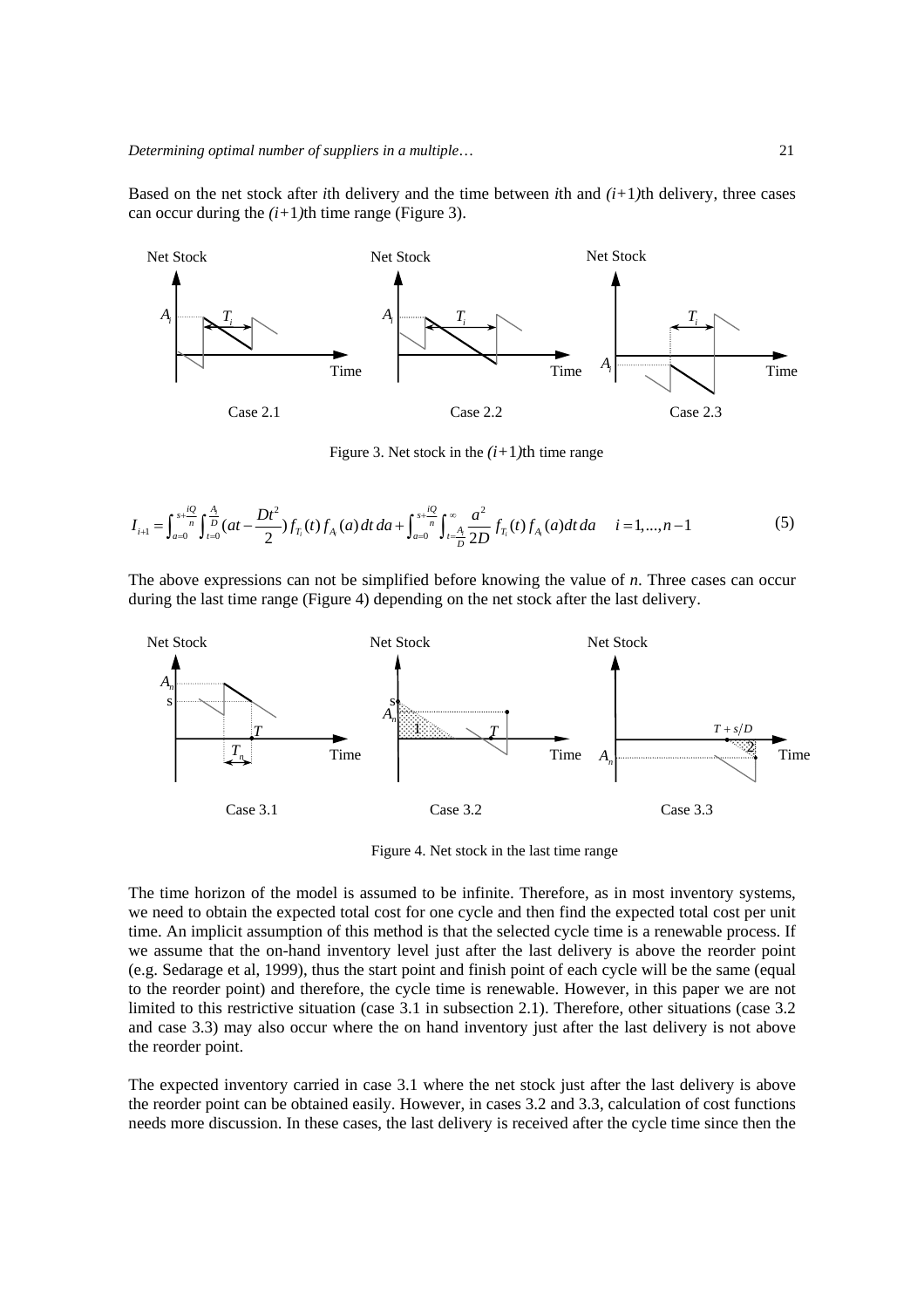Based on the net stock after *i*th delivery and the time between *i*th and $(i+1)$th delivery, three cases can occur during the $(i+1)$th time range (Figure 3).

Figure 3. Net stock in the $(i+1)$th time range

$$I_{i+1} = \int_{a=0}^{s+\frac{iQ}{n}} \int_{t=0}^{\frac{A_i}{D}} (at - \frac{Dt^2}{2}) f_{T_i}(t) f_{A_i}(a)\, dt\, da + \int_{a=0}^{s+\frac{iQ}{n}} \int_{t=\frac{A_i}{D}}^{\infty} \frac{a^2}{2D} f_{T_i}(t) f_{A_i}(a) dt\, da \quad i = 1, ..., n-1 \tag{5}$$

The above expressions can not be simplified before knowing the value of *n*. Three cases can occur during the last time range (Figure 4) depending on the net stock after the last delivery.

Figure 4. Net stock in the last time range

The time horizon of the model is assumed to be infinite. Therefore, as in most inventory systems, we need to obtain the expected total cost for one cycle and then find the expected total cost per unit time. An implicit assumption of this method is that the selected cycle time is a renewable process. If we assume that the on-hand inventory level just after the last delivery is above the reorder point (e.g. Sedarage et al, 1999), thus the start point and finish point of each cycle will be the same (equal to the reorder point) and therefore, the cycle time is renewable. However, in this paper we are not limited to this restrictive situation (case 3.1 in subsection 2.1). Therefore, other situations (case 3.2 and case 3.3) may also occur where the on hand inventory just after the last delivery is not above the reorder point.

The expected inventory carried in case 3.1 where the net stock just after the last delivery is above the reorder point can be obtained easily. However, in cases 3.2 and 3.3, calculation of cost functions needs more discussion. In these cases, the last delivery is received after the cycle time since then the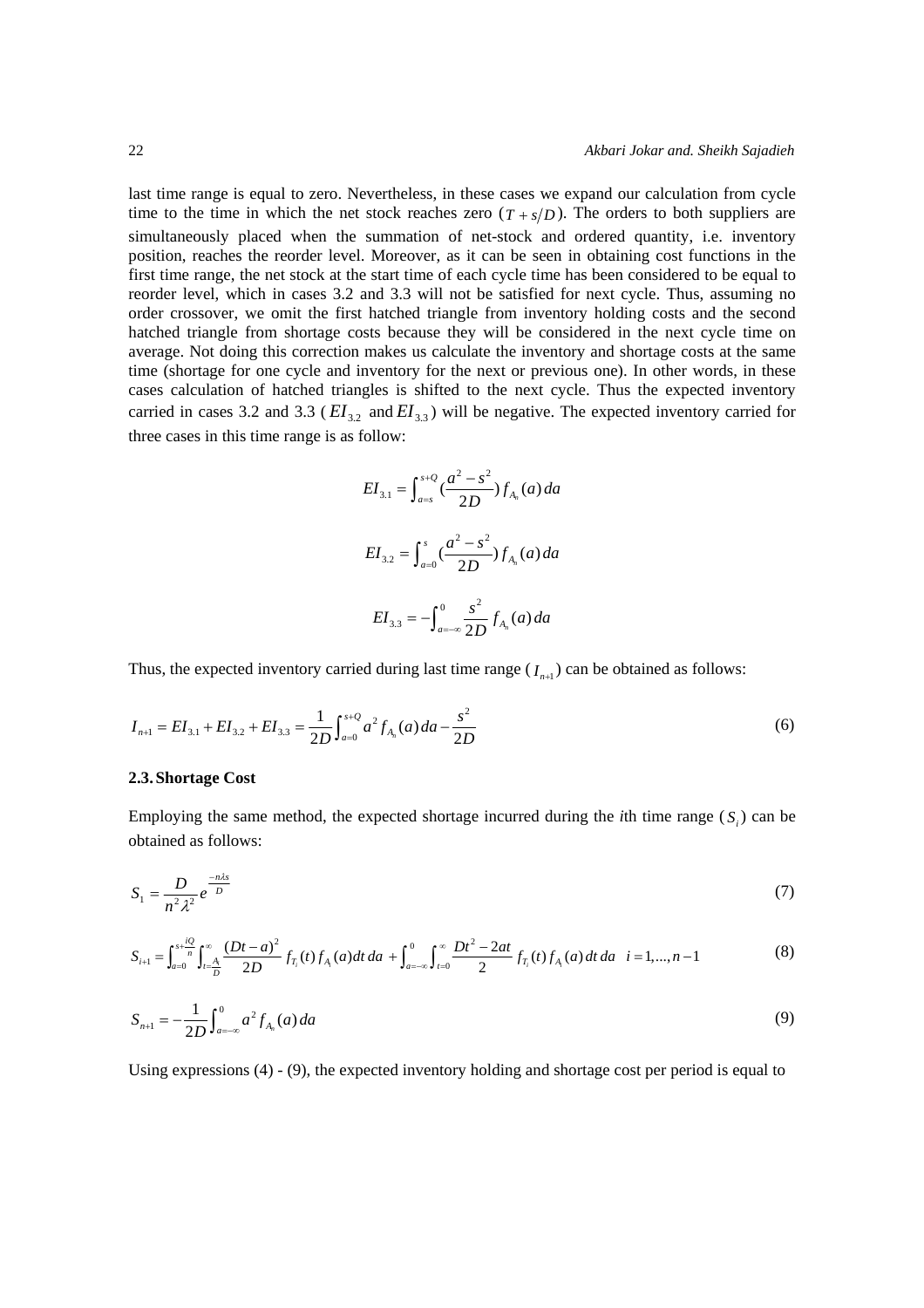last time range is equal to zero. Nevertheless, in these cases we expand our calculation from cycle time to the time in which the net stock reaches zero ($T + s/D$). The orders to both suppliers are simultaneously placed when the summation of net-stock and ordered quantity, i.e. inventory position, reaches the reorder level. Moreover, as it can be seen in obtaining cost functions in the first time range, the net stock at the start time of each cycle time has been considered to be equal to reorder level, which in cases 3.2 and 3.3 will not be satisfied for next cycle. Thus, assuming no order crossover, we omit the first hatched triangle from inventory holding costs and the second hatched triangle from shortage costs because they will be considered in the next cycle time on average. Not doing this correction makes us calculate the inventory and shortage costs at the same time (shortage for one cycle and inventory for the next or previous one). In other words, in these cases calculation of hatched triangles is shifted to the next cycle. Thus the expected inventory carried in cases 3.2 and 3.3 ($EI_{3.2}$ and $EI_{3.3}$) will be negative. The expected inventory carried for three cases in this time range is as follow:

$$EI_{3.1} = \int_{a=s}^{s+Q} \left(\frac{a^2 - s^2}{2D}\right) f_{A_n}(a)\, da$$

$$EI_{3.2} = \int_{a=0}^{s} \left(\frac{a^2 - s^2}{2D}\right) f_{A_n}(a)\, da$$

$$EI_{3.3} = -\int_{a=-\infty}^{0} \frac{s^2}{2D} f_{A_n}(a)\, da$$

Thus, the expected inventory carried during last time range ($I_{n+1}$) can be obtained as follows:

$$I_{n+1} = EI_{3.1} + EI_{3.2} + EI_{3.3} = \frac{1}{2D}\int_{a=0}^{s+Q} a^2 f_{A_n}(a)\, da - \frac{s^2}{2D} \tag{6}$$

### 2.3. Shortage Cost

Employing the same method, the expected shortage incurred during the *i*th time range ($S_i$) can be obtained as follows:

$$S_1 = \frac{D}{n^2\lambda^2} e^{\frac{-n\lambda s}{D}} \tag{7}$$

$$S_{i+1} = \int_{a=0}^{s+\frac{iQ}{n}} \int_{t=\frac{A}{D}}^{\infty} \frac{(Dt-a)^2}{2D} f_{T_i}(t) f_{A_i}(a)\, dt\, da + \int_{a=-\infty}^{0} \int_{t=0}^{\infty} \frac{Dt^2 - 2at}{2} f_{T_i}(t) f_{A_i}(a)\, dt\, da \quad i = 1, \ldots, n-1 \tag{8}$$

$$S_{n+1} = -\frac{1}{2D}\int_{a=-\infty}^{0} a^2 f_{A_n}(a)\, da \tag{9}$$

Using expressions (4) - (9), the expected inventory holding and shortage cost per period is equal to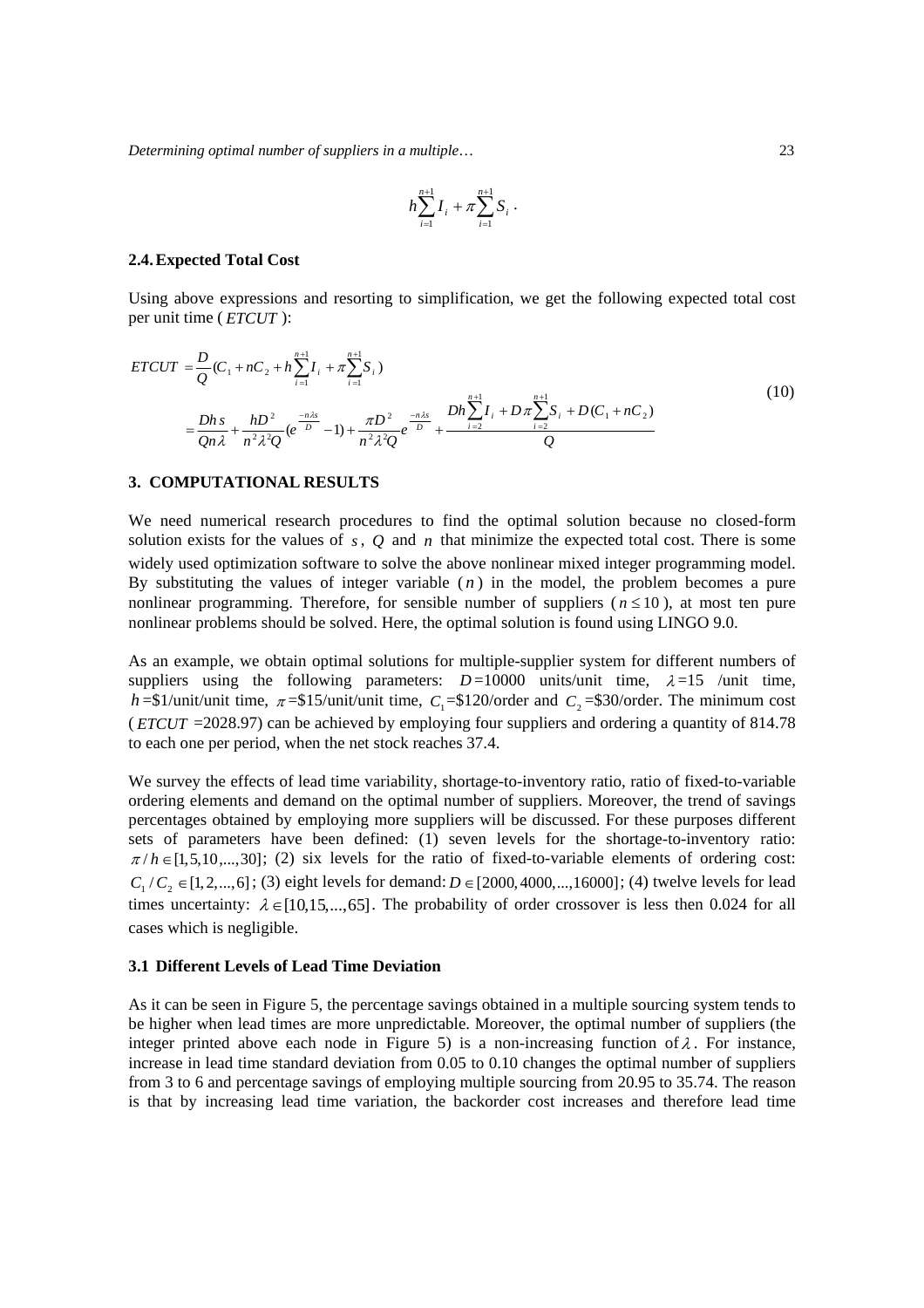$$h\sum_{i=1}^{n+1} I_i + \pi \sum_{i=1}^{n+1} S_i \, .$$

### 2.4. Expected Total Cost

Using above expressions and resorting to simplification, we get the following expected total cost per unit time ($ETCUT$):

$$
\begin{aligned}
ETCUT &= \frac{D}{Q}(C_1 + nC_2 + h\sum_{i=1}^{n+1} I_i + \pi \sum_{i=1}^{n+1} S_i) \\
&= \frac{Dh\,s}{Qn\lambda} + \frac{hD^2}{n^2\lambda^2 Q}(e^{\frac{-n\lambda s}{D}} - 1) + \frac{\pi D^2}{n^2\lambda^2 Q} e^{\frac{-n\lambda s}{D}} + \frac{Dh\sum_{i=2}^{n+1} I_i + D\pi \sum_{i=2}^{n+1} S_i + D(C_1 + nC_2)}{Q}
\end{aligned} \tag{10}
$$

## 3. COMPUTATIONAL RESULTS

We need numerical research procedures to find the optimal solution because no closed-form solution exists for the values of $s$, $Q$ and $n$ that minimize the expected total cost. There is some widely used optimization software to solve the above nonlinear mixed integer programming model. By substituting the values of integer variable ($n$) in the model, the problem becomes a pure nonlinear programming. Therefore, for sensible number of suppliers ($n \le 10$), at most ten pure nonlinear problems should be solved. Here, the optimal solution is found using LINGO 9.0.

As an example, we obtain optimal solutions for multiple-supplier system for different numbers of suppliers using the following parameters: $D$=10000 units/unit time, $\lambda$=15 /unit time, $h$=\$1/unit/unit time, $\pi$=\$15/unit/unit time, $C_1$=\$120/order and $C_2$=\$30/order. The minimum cost ($ETCUT$ =2028.97) can be achieved by employing four suppliers and ordering a quantity of 814.78 to each one per period, when the net stock reaches 37.4.

We survey the effects of lead time variability, shortage-to-inventory ratio, ratio of fixed-to-variable ordering elements and demand on the optimal number of suppliers. Moreover, the trend of savings percentages obtained by employing more suppliers will be discussed. For these purposes different sets of parameters have been defined: (1) seven levels for the shortage-to-inventory ratio: $\pi / h \in [1, 5, 10, ..., 30]$; (2) six levels for the ratio of fixed-to-variable elements of ordering cost: $C_1 / C_2 \in [1, 2, ..., 6]$; (3) eight levels for demand: $D \in [2000, 4000, ..., 16000]$; (4) twelve levels for lead times uncertainty: $\lambda \in [10, 15, ..., 65]$. The probability of order crossover is less then 0.024 for all cases which is negligible.

### 3.1 Different Levels of Lead Time Deviation

As it can be seen in Figure 5, the percentage savings obtained in a multiple sourcing system tends to be higher when lead times are more unpredictable. Moreover, the optimal number of suppliers (the integer printed above each node in Figure 5) is a non-increasing function of $\lambda$. For instance, increase in lead time standard deviation from 0.05 to 0.10 changes the optimal number of suppliers from 3 to 6 and percentage savings of employing multiple sourcing from 20.95 to 35.74. The reason is that by increasing lead time variation, the backorder cost increases and therefore lead time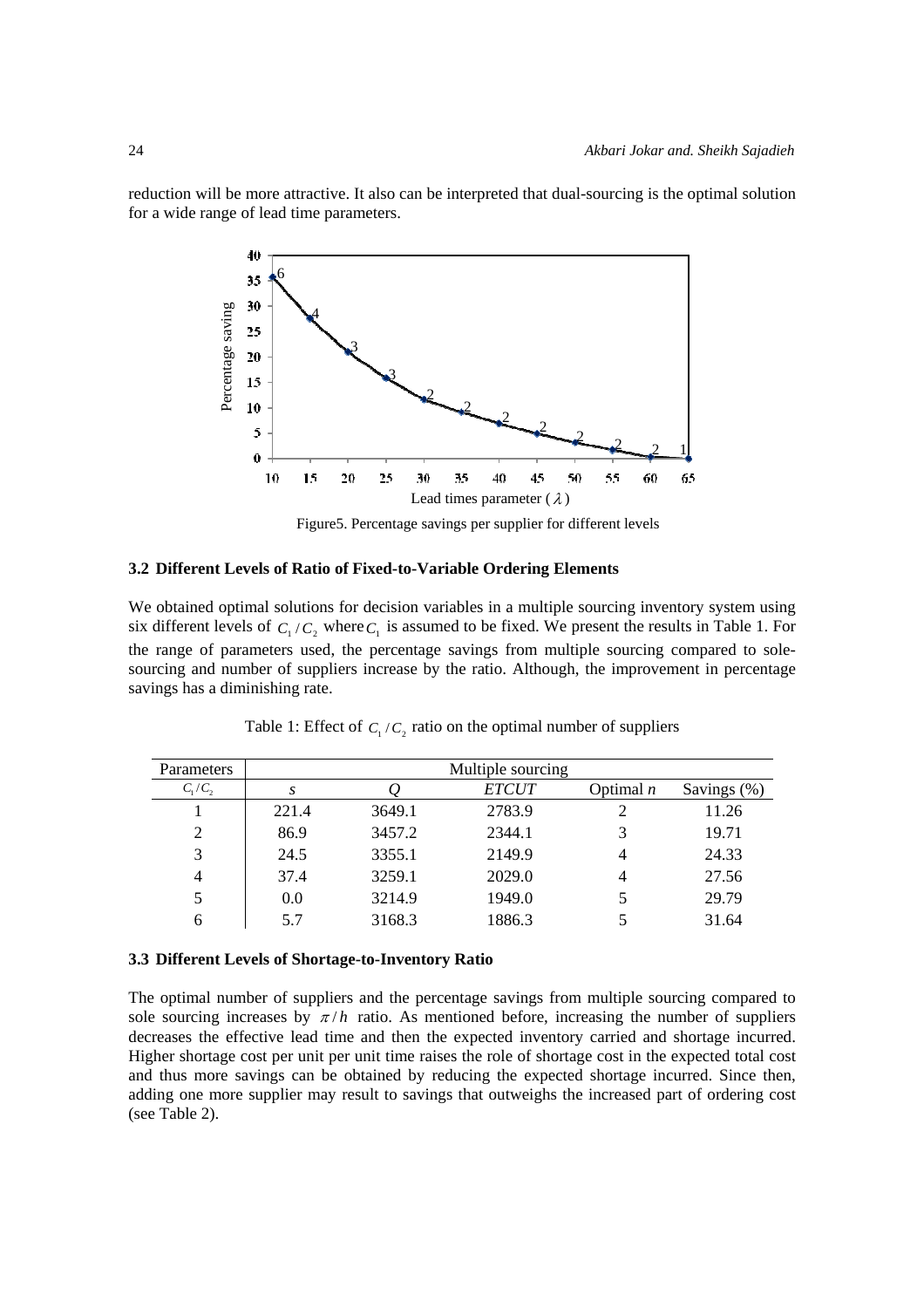reduction will be more attractive. It also can be interpreted that dual-sourcing is the optimal solution for a wide range of lead time parameters.

Figure5. Percentage savings per supplier for different levels

### 3.2 Different Levels of Ratio of Fixed-to-Variable Ordering Elements

We obtained optimal solutions for decision variables in a multiple sourcing inventory system using six different levels of $C_1/C_2$ where $C_1$ is assumed to be fixed. We present the results in Table 1. For the range of parameters used, the percentage savings from multiple sourcing compared to sole-sourcing and number of suppliers increase by the ratio. Although, the improvement in percentage savings has a diminishing rate.

Table 1: Effect of $C_1/C_2$ ratio on the optimal number of suppliers

| Parameters | Multiple sourcing | | | | |
|---|---|---|---|---|---|
| $C_1/C_2$ | *s* | *Q* | *ETCUT* | Optimal *n* | Savings (%) |
| 1 | 221.4 | 3649.1 | 2783.9 | 2 | 11.26 |
| 2 | 86.9 | 3457.2 | 2344.1 | 3 | 19.71 |
| 3 | 24.5 | 3355.1 | 2149.9 | 4 | 24.33 |
| 4 | 37.4 | 3259.1 | 2029.0 | 4 | 27.56 |
| 5 | 0.0 | 3214.9 | 1949.0 | 5 | 29.79 |
| 6 | 5.7 | 3168.3 | 1886.3 | 5 | 31.64 |

### 3.3 Different Levels of Shortage-to-Inventory Ratio

The optimal number of suppliers and the percentage savings from multiple sourcing compared to sole sourcing increases by $\pi/h$ ratio. As mentioned before, increasing the number of suppliers decreases the effective lead time and then the expected inventory carried and shortage incurred. Higher shortage cost per unit per unit time raises the role of shortage cost in the expected total cost and thus more savings can be obtained by reducing the expected shortage incurred. Since then, adding one more supplier may result to savings that outweighs the increased part of ordering cost (see Table 2).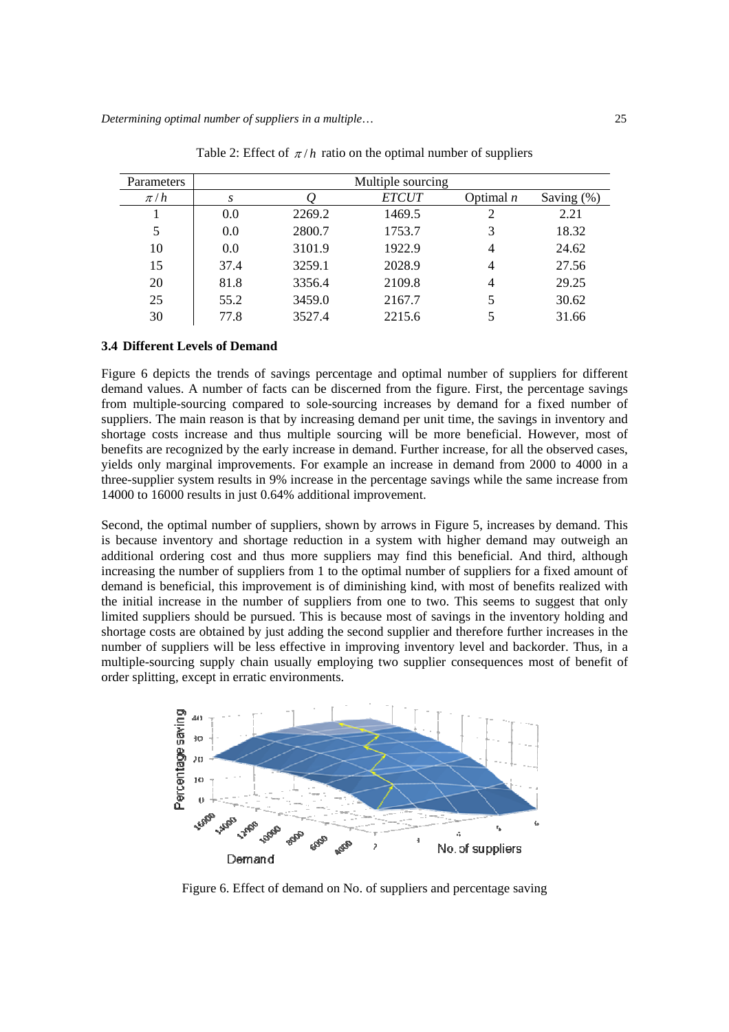Table 2: Effect of $\pi / h$ ratio on the optimal number of suppliers

| Parameters | Multiple sourcing | | | | |
|---|---|---|---|---|---|
| $\pi / h$ | $s$ | $Q$ | *ETCUT* | Optimal $n$ | Saving (%) |
| 1 | 0.0 | 2269.2 | 1469.5 | 2 | 2.21 |
| 5 | 0.0 | 2800.7 | 1753.7 | 3 | 18.32 |
| 10 | 0.0 | 3101.9 | 1922.9 | 4 | 24.62 |
| 15 | 37.4 | 3259.1 | 2028.9 | 4 | 27.56 |
| 20 | 81.8 | 3356.4 | 2109.8 | 4 | 29.25 |
| 25 | 55.2 | 3459.0 | 2167.7 | 5 | 30.62 |
| 30 | 77.8 | 3527.4 | 2215.6 | 5 | 31.66 |

### 3.4 Different Levels of Demand

Figure 6 depicts the trends of savings percentage and optimal number of suppliers for different demand values. A number of facts can be discerned from the figure. First, the percentage savings from multiple-sourcing compared to sole-sourcing increases by demand for a fixed number of suppliers. The main reason is that by increasing demand per unit time, the savings in inventory and shortage costs increase and thus multiple sourcing will be more beneficial. However, most of benefits are recognized by the early increase in demand. Further increase, for all the observed cases, yields only marginal improvements. For example an increase in demand from 2000 to 4000 in a three-supplier system results in 9% increase in the percentage savings while the same increase from 14000 to 16000 results in just 0.64% additional improvement.

Second, the optimal number of suppliers, shown by arrows in Figure 5, increases by demand. This is because inventory and shortage reduction in a system with higher demand may outweigh an additional ordering cost and thus more suppliers may find this beneficial. And third, although increasing the number of suppliers from 1 to the optimal number of suppliers for a fixed amount of demand is beneficial, this improvement is of diminishing kind, with most of benefits realized with the initial increase in the number of suppliers from one to two. This seems to suggest that only limited suppliers should be pursued. This is because most of savings in the inventory holding and shortage costs are obtained by just adding the second supplier and therefore further increases in the number of suppliers will be less effective in improving inventory level and backorder. Thus, in a multiple-sourcing supply chain usually employing two supplier consequences most of benefit of order splitting, except in erratic environments.

Figure 6. Effect of demand on No. of suppliers and percentage saving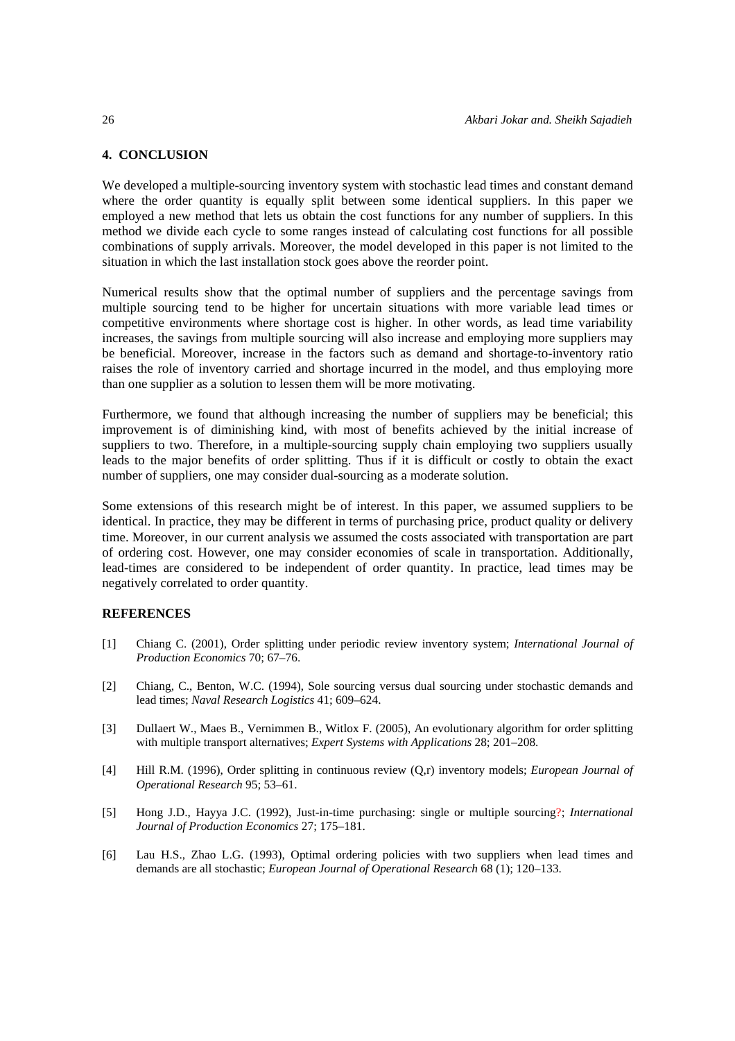## 4. CONCLUSION

We developed a multiple-sourcing inventory system with stochastic lead times and constant demand where the order quantity is equally split between some identical suppliers. In this paper we employed a new method that lets us obtain the cost functions for any number of suppliers. In this method we divide each cycle to some ranges instead of calculating cost functions for all possible combinations of supply arrivals. Moreover, the model developed in this paper is not limited to the situation in which the last installation stock goes above the reorder point.

Numerical results show that the optimal number of suppliers and the percentage savings from multiple sourcing tend to be higher for uncertain situations with more variable lead times or competitive environments where shortage cost is higher. In other words, as lead time variability increases, the savings from multiple sourcing will also increase and employing more suppliers may be beneficial. Moreover, increase in the factors such as demand and shortage-to-inventory ratio raises the role of inventory carried and shortage incurred in the model, and thus employing more than one supplier as a solution to lessen them will be more motivating.

Furthermore, we found that although increasing the number of suppliers may be beneficial; this improvement is of diminishing kind, with most of benefits achieved by the initial increase of suppliers to two. Therefore, in a multiple-sourcing supply chain employing two suppliers usually leads to the major benefits of order splitting. Thus if it is difficult or costly to obtain the exact number of suppliers, one may consider dual-sourcing as a moderate solution.

Some extensions of this research might be of interest. In this paper, we assumed suppliers to be identical. In practice, they may be different in terms of purchasing price, product quality or delivery time. Moreover, in our current analysis we assumed the costs associated with transportation are part of ordering cost. However, one may consider economies of scale in transportation. Additionally, lead-times are considered to be independent of order quantity. In practice, lead times may be negatively correlated to order quantity.

## REFERENCES

[1] Chiang C. (2001), Order splitting under periodic review inventory system; *International Journal of Production Economics* 70; 67–76.

[2] Chiang, C., Benton, W.C. (1994), Sole sourcing versus dual sourcing under stochastic demands and lead times; *Naval Research Logistics* 41; 609–624.

[3] Dullaert W., Maes B., Vernimmen B., Witlox F. (2005), An evolutionary algorithm for order splitting with multiple transport alternatives; *Expert Systems with Applications* 28; 201–208.

[4] Hill R.M. (1996), Order splitting in continuous review (Q,r) inventory models; *European Journal of Operational Research* 95; 53–61.

[5] Hong J.D., Hayya J.C. (1992), Just-in-time purchasing: single or multiple sourcing?; *International Journal of Production Economics* 27; 175–181.

[6] Lau H.S., Zhao L.G. (1993), Optimal ordering policies with two suppliers when lead times and demands are all stochastic; *European Journal of Operational Research* 68 (1); 120–133.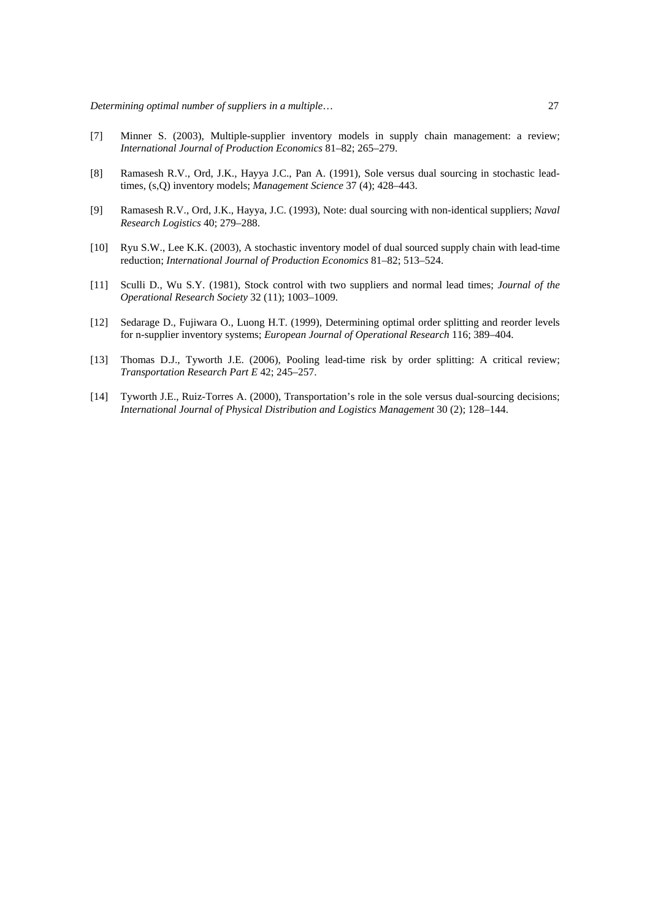[7] Minner S. (2003), Multiple-supplier inventory models in supply chain management: a review; *International Journal of Production Economics* 81–82; 265–279.

[8] Ramasesh R.V., Ord, J.K., Hayya J.C., Pan A. (1991), Sole versus dual sourcing in stochastic lead-times, (s,Q) inventory models; *Management Science* 37 (4); 428–443.

[9] Ramasesh R.V., Ord, J.K., Hayya, J.C. (1993), Note: dual sourcing with non-identical suppliers; *Naval Research Logistics* 40; 279–288.

[10] Ryu S.W., Lee K.K. (2003), A stochastic inventory model of dual sourced supply chain with lead-time reduction; *International Journal of Production Economics* 81–82; 513–524.

[11] Sculli D., Wu S.Y. (1981), Stock control with two suppliers and normal lead times; *Journal of the Operational Research Society* 32 (11); 1003–1009.

[12] Sedarage D., Fujiwara O., Luong H.T. (1999), Determining optimal order splitting and reorder levels for n-supplier inventory systems; *European Journal of Operational Research* 116; 389–404.

[13] Thomas D.J., Tyworth J.E. (2006), Pooling lead-time risk by order splitting: A critical review; *Transportation Research Part E* 42; 245–257.

[14] Tyworth J.E., Ruiz-Torres A. (2000), Transportation's role in the sole versus dual-sourcing decisions; *International Journal of Physical Distribution and Logistics Management* 30 (2); 128–144.